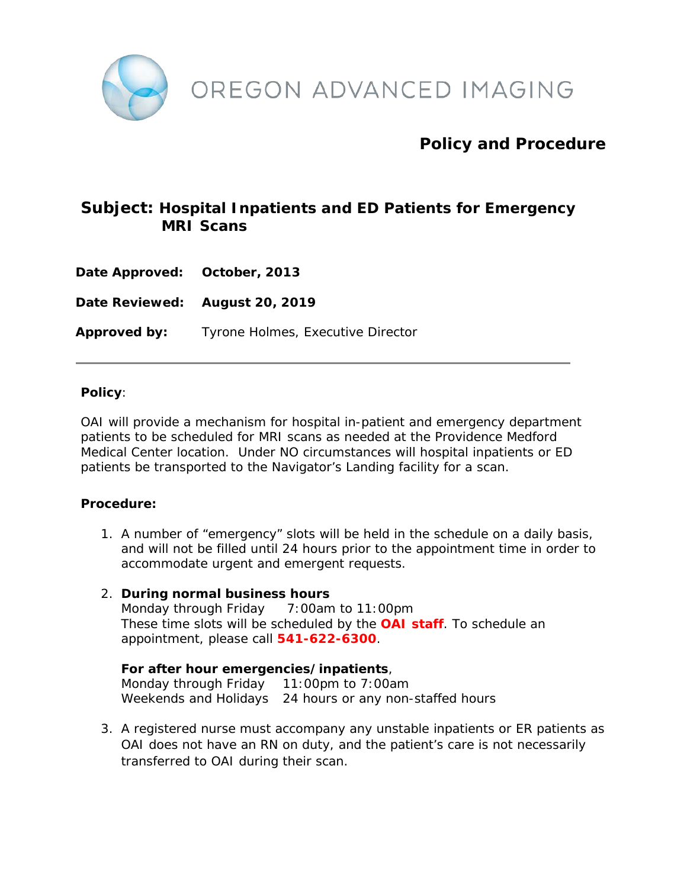# OREGON ADVANCED IMAGING

## Policy and Procedure

### Subject: Hospital Inpatients and ED Patients for Emergency MRI Scans

**Date Approved:** **October, 2013**

**Date Reviewed:** **August 20, 2019**

**Approved by:** Tyrone Holmes, Executive Director

---

**Policy**:

OAI will provide a mechanism for hospital in-patient and emergency department patients to be scheduled for MRI scans as needed at the Providence Medford Medical Center location. Under NO circumstances will hospital inpatients or ED patients be transported to the Navigator's Landing facility for a scan.

**Procedure:**

1. A number of "emergency" slots will be held in the schedule on a daily basis, and will not be filled until 24 hours prior to the appointment time in order to accommodate urgent and emergent requests.

2. **During normal business hours**
   Monday through Friday 7:00am to 11:00pm
   These time slots will be scheduled by the **OAI staff**. To schedule an appointment, please call **541-622-6300**.

   **For after hour emergencies/inpatients**,
   Monday through Friday 11:00pm to 7:00am
   Weekends and Holidays 24 hours or any non-staffed hours

3. A registered nurse must accompany any unstable inpatients or ER patients as OAI does not have an RN on duty, and the patient's care is not necessarily transferred to OAI during their scan.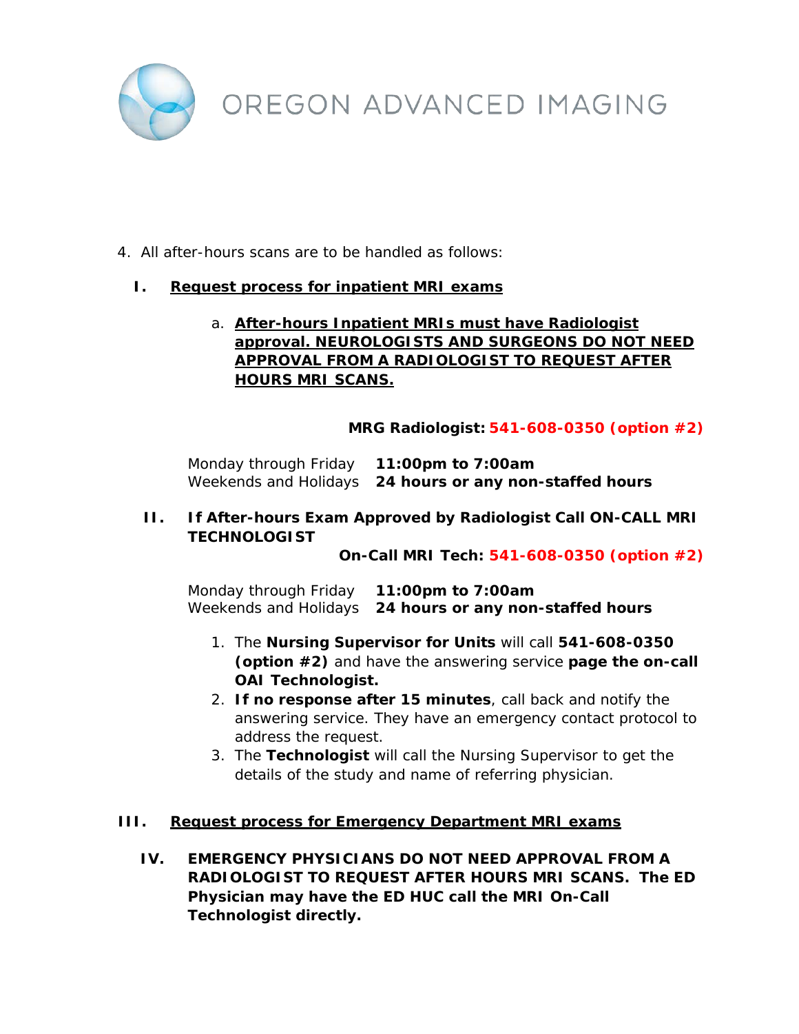# OREGON ADVANCED IMAGING

4. All after-hours scans are to be handled as follows:

## I. Request process for inpatient MRI exams

a. **After-hours Inpatient MRIs must have Radiologist approval. NEUROLOGISTS AND SURGEONS DO NOT NEED APPROVAL FROM A RADIOLOGIST TO REQUEST AFTER HOURS MRI SCANS.**

**MRG Radiologist: 541-608-0350 (option #2)**

| | |
|---|---|
| Monday through Friday | **11:00pm to 7:00am** |
| Weekends and Holidays | **24 hours or any non-staffed hours** |

## II. If After-hours Exam Approved by Radiologist Call ON-CALL MRI TECHNOLOGIST

**On-Call MRI Tech: 541-608-0350 (option #2)**

| | |
|---|---|
| Monday through Friday | **11:00pm to 7:00am** |
| Weekends and Holidays | **24 hours or any non-staffed hours** |

1. The **Nursing Supervisor for Units** will call **541-608-0350 (option #2)** and have the answering service **page the on-call OAI Technologist.**
2. **If no response after 15 minutes**, call back and notify the answering service. They have an emergency contact protocol to address the request.
3. The **Technologist** will call the Nursing Supervisor to get the details of the study and name of referring physician.

## III. Request process for Emergency Department MRI exams

## IV. EMERGENCY PHYSICIANS DO NOT NEED APPROVAL FROM A RADIOLOGIST TO REQUEST AFTER HOURS MRI SCANS. The ED Physician may have the ED HUC call the MRI On-Call Technologist directly.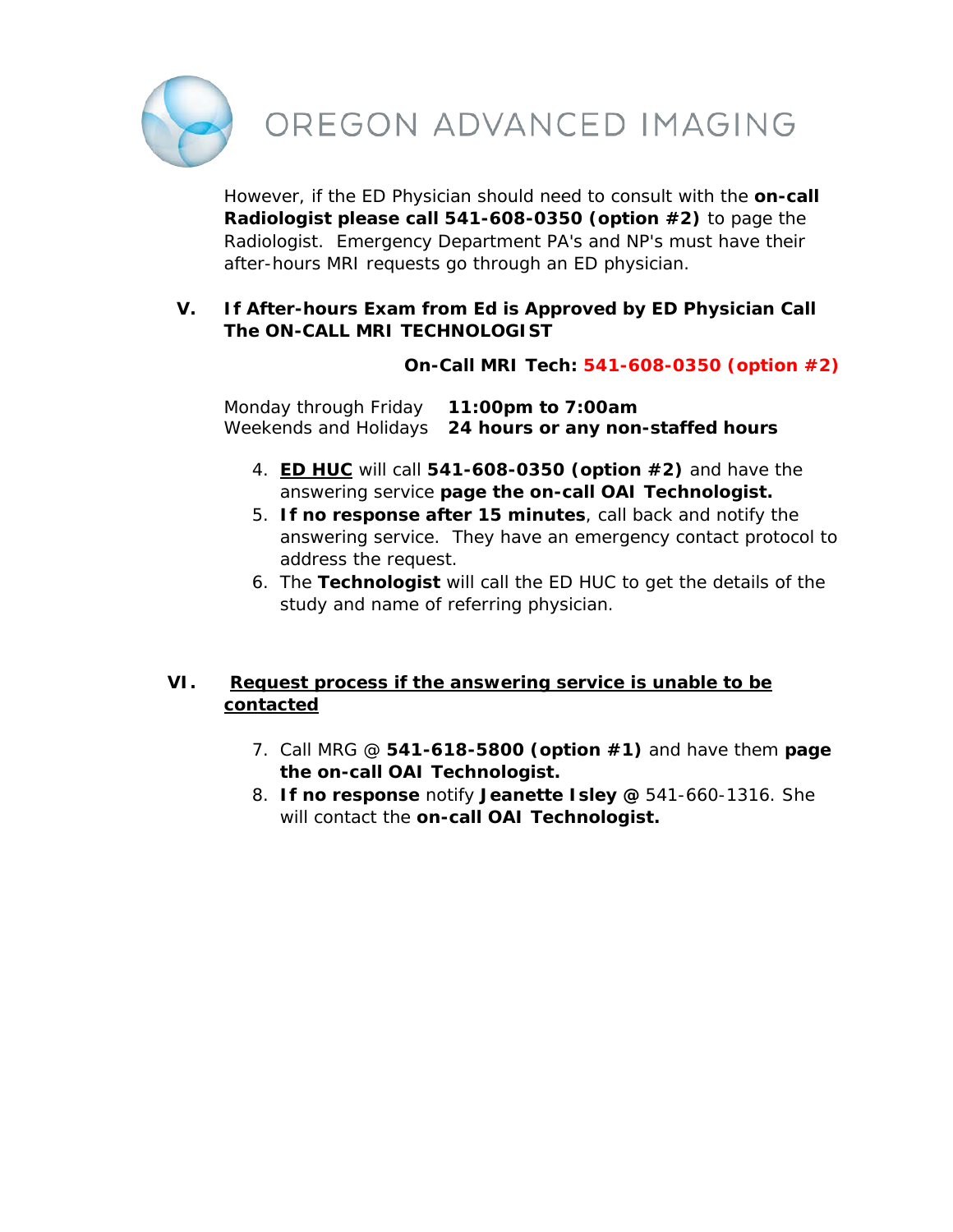However, if the ED Physician should need to consult with the **on-call Radiologist please call 541-608-0350 (option #2)** to page the Radiologist. Emergency Department PA's and NP's must have their after-hours MRI requests go through an ED physician.

## V. If After-hours Exam from Ed is Approved by ED Physician Call The ON-CALL MRI TECHNOLOGIST

**On-Call MRI Tech: 541-608-0350 (option #2)**

| | |
|---|---|
| Monday through Friday | **11:00pm to 7:00am** |
| Weekends and Holidays | **24 hours or any non-staffed hours** |

4. **ED HUC** will call **541-608-0350 (option #2)** and have the answering service **page the on-call OAI Technologist.**
5. **If no response after 15 minutes**, call back and notify the answering service. They have an emergency contact protocol to address the request.
6. The **Technologist** will call the ED HUC to get the details of the study and name of referring physician.

## VI. Request process if the answering service is unable to be contacted

7. Call MRG @ **541-618-5800 (option #1)** and have them **page the on-call OAI Technologist.**
8. **If no response** notify **Jeanette Isley @** 541-660-1316. She will contact the **on-call OAI Technologist.**